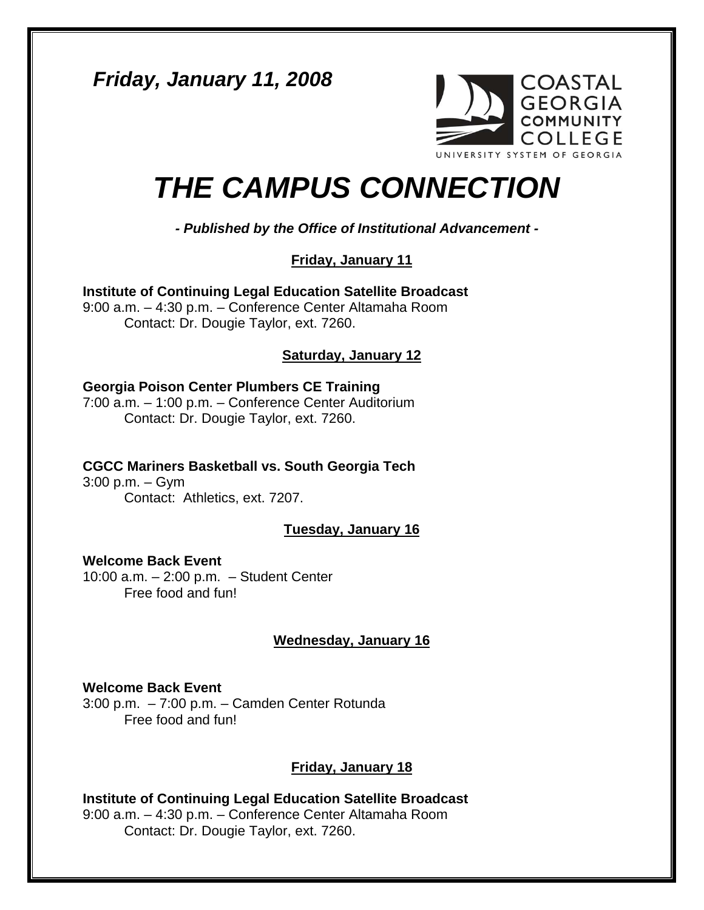***Friday, January 11, 2008***

COASTAL GEORGIA COMMUNITY COLLEGE
UNIVERSITY SYSTEM OF GEORGIA

# *THE CAMPUS CONNECTION*

***- Published by the Office of Institutional Advancement -***

**Friday, January 11**

**Institute of Continuing Legal Education Satellite Broadcast**
9:00 a.m. – 4:30 p.m. – Conference Center Altamaha Room
Contact: Dr. Dougie Taylor, ext. 7260.

**Saturday, January 12**

**Georgia Poison Center Plumbers CE Training**
7:00 a.m. – 1:00 p.m. – Conference Center Auditorium
Contact: Dr. Dougie Taylor, ext. 7260.

**CGCC Mariners Basketball vs. South Georgia Tech**
3:00 p.m. – Gym
Contact: Athletics, ext. 7207.

**Tuesday, January 16**

**Welcome Back Event**
10:00 a.m. – 2:00 p.m. – Student Center
Free food and fun!

**Wednesday, January 16**

**Welcome Back Event**
3:00 p.m. – 7:00 p.m. – Camden Center Rotunda
Free food and fun!

**Friday, January 18**

**Institute of Continuing Legal Education Satellite Broadcast**
9:00 a.m. – 4:30 p.m. – Conference Center Altamaha Room
Contact: Dr. Dougie Taylor, ext. 7260.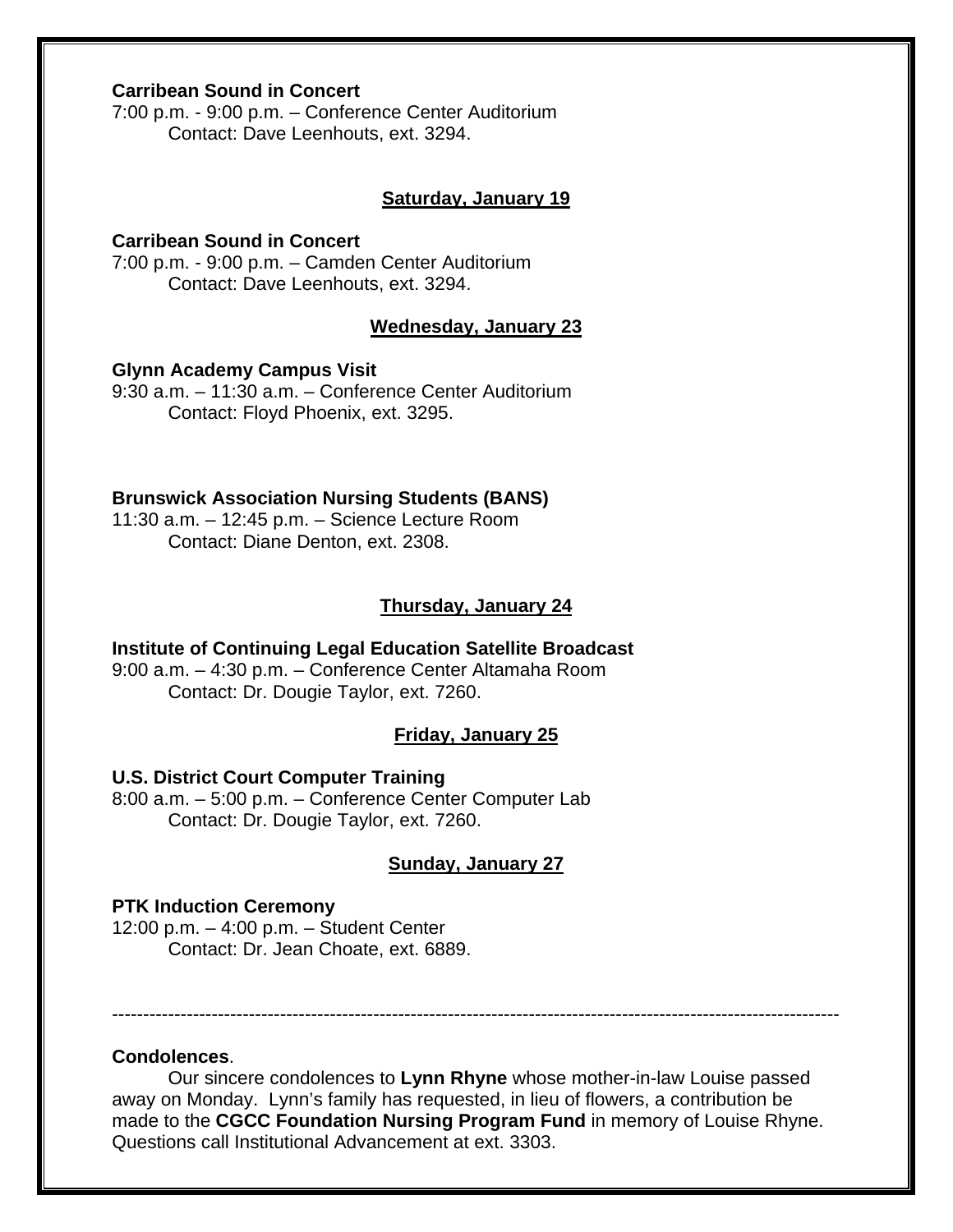**Carribean Sound in Concert**
7:00 p.m. - 9:00 p.m. – Conference Center Auditorium
Contact: Dave Leenhouts, ext. 3294.

**Saturday, January 19**

**Carribean Sound in Concert**
7:00 p.m. - 9:00 p.m. – Camden Center Auditorium
Contact: Dave Leenhouts, ext. 3294.

**Wednesday, January 23**

**Glynn Academy Campus Visit**
9:30 a.m. – 11:30 a.m. – Conference Center Auditorium
Contact: Floyd Phoenix, ext. 3295.

**Brunswick Association Nursing Students (BANS)**
11:30 a.m. – 12:45 p.m. – Science Lecture Room
Contact: Diane Denton, ext. 2308.

**Thursday, January 24**

**Institute of Continuing Legal Education Satellite Broadcast**
9:00 a.m. – 4:30 p.m. – Conference Center Altamaha Room
Contact: Dr. Dougie Taylor, ext. 7260.

**Friday, January 25**

**U.S. District Court Computer Training**
8:00 a.m. – 5:00 p.m. – Conference Center Computer Lab
Contact: Dr. Dougie Taylor, ext. 7260.

**Sunday, January 27**

**PTK Induction Ceremony**
12:00 p.m. – 4:00 p.m. – Student Center
Contact: Dr. Jean Choate, ext. 6889.

---

**Condolences**.

Our sincere condolences to **Lynn Rhyne** whose mother-in-law Louise passed away on Monday. Lynn's family has requested, in lieu of flowers, a contribution be made to the **CGCC Foundation Nursing Program Fund** in memory of Louise Rhyne. Questions call Institutional Advancement at ext. 3303.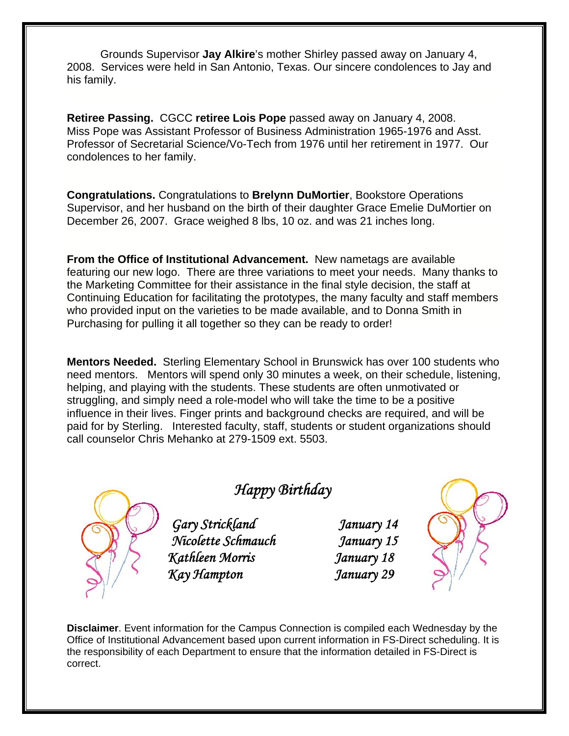Grounds Supervisor **Jay Alkire**'s mother Shirley passed away on January 4, 2008. Services were held in San Antonio, Texas. Our sincere condolences to Jay and his family.

**Retiree Passing.** CGCC **retiree Lois Pope** passed away on January 4, 2008. Miss Pope was Assistant Professor of Business Administration 1965-1976 and Asst. Professor of Secretarial Science/Vo-Tech from 1976 until her retirement in 1977. Our condolences to her family.

**Congratulations.** Congratulations to **Brelynn DuMortier**, Bookstore Operations Supervisor, and her husband on the birth of their daughter Grace Emelie DuMortier on December 26, 2007. Grace weighed 8 lbs, 10 oz. and was 21 inches long.

**From the Office of Institutional Advancement.** New nametags are available featuring our new logo. There are three variations to meet your needs. Many thanks to the Marketing Committee for their assistance in the final style decision, the staff at Continuing Education for facilitating the prototypes, the many faculty and staff members who provided input on the varieties to be made available, and to Donna Smith in Purchasing for pulling it all together so they can be ready to order!

**Mentors Needed.** Sterling Elementary School in Brunswick has over 100 students who need mentors. Mentors will spend only 30 minutes a week, on their schedule, listening, helping, and playing with the students. These students are often unmotivated or struggling, and simply need a role-model who will take the time to be a positive influence in their lives. Finger prints and background checks are required, and will be paid for by Sterling. Interested faculty, staff, students or student organizations should call counselor Chris Mehanko at 279-1509 ext. 5503.

## *Happy Birthday*

| | |
|---|---|
| *Gary Strickland* | *January 14* |
| *Nicolette Schmauch* | *January 15* |
| *Kathleen Morris* | *January 18* |
| *Kay Hampton* | *January 29* |

**Disclaimer**. Event information for the Campus Connection is compiled each Wednesday by the Office of Institutional Advancement based upon current information in FS-Direct scheduling. It is the responsibility of each Department to ensure that the information detailed in FS-Direct is correct.